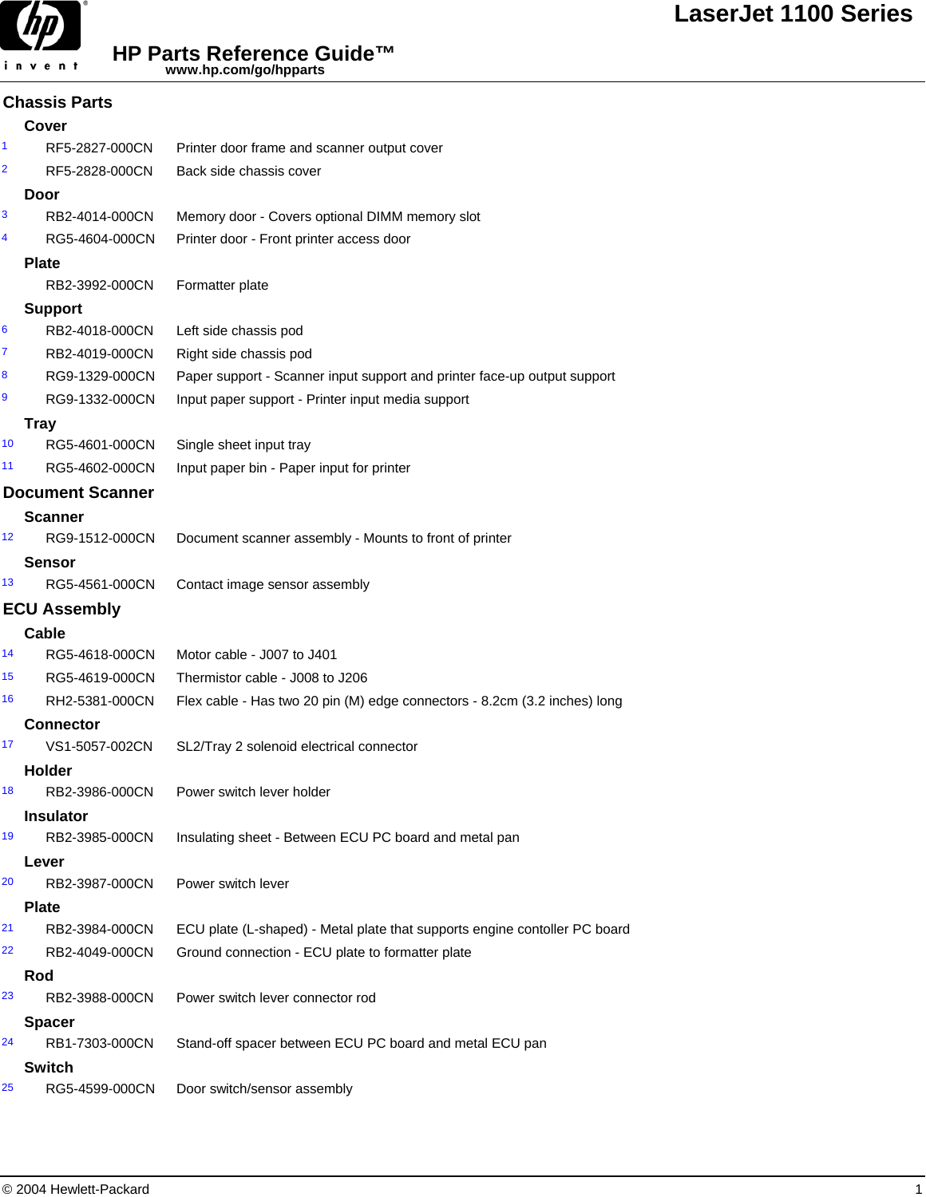LaserJet 1100 Series

HP Parts Reference Guide™
www.hp.com/go/hpparts

# Chassis Parts

## Cover

| | | |
|---|---|---|
| 1 | RF5-2827-000CN | Printer door frame and scanner output cover |
| 2 | RF5-2828-000CN | Back side chassis cover |

## Door

| | | |
|---|---|---|
| 3 | RB2-4014-000CN | Memory door - Covers optional DIMM memory slot |
| 4 | RG5-4604-000CN | Printer door - Front printer access door |

## Plate

| | | |
|---|---|---|
| | RB2-3992-000CN | Formatter plate |

## Support

| | | |
|---|---|---|
| 6 | RB2-4018-000CN | Left side chassis pod |
| 7 | RB2-4019-000CN | Right side chassis pod |
| 8 | RG9-1329-000CN | Paper support - Scanner input support and printer face-up output support |
| 9 | RG9-1332-000CN | Input paper support - Printer input media support |

## Tray

| | | |
|---|---|---|
| 10 | RG5-4601-000CN | Single sheet input tray |
| 11 | RG5-4602-000CN | Input paper bin - Paper input for printer |

# Document Scanner

## Scanner

| | | |
|---|---|---|
| 12 | RG9-1512-000CN | Document scanner assembly - Mounts to front of printer |

## Sensor

| | | |
|---|---|---|
| 13 | RG5-4561-000CN | Contact image sensor assembly |

# ECU Assembly

## Cable

| | | |
|---|---|---|
| 14 | RG5-4618-000CN | Motor cable - J007 to J401 |
| 15 | RG5-4619-000CN | Thermistor cable - J008 to J206 |
| 16 | RH2-5381-000CN | Flex cable - Has two 20 pin (M) edge connectors - 8.2cm (3.2 inches) long |

## Connector

| | | |
|---|---|---|
| 17 | VS1-5057-002CN | SL2/Tray 2 solenoid electrical connector |

## Holder

| | | |
|---|---|---|
| 18 | RB2-3986-000CN | Power switch lever holder |

## Insulator

| | | |
|---|---|---|
| 19 | RB2-3985-000CN | Insulating sheet - Between ECU PC board and metal pan |

## Lever

| | | |
|---|---|---|
| 20 | RB2-3987-000CN | Power switch lever |

## Plate

| | | |
|---|---|---|
| 21 | RB2-3984-000CN | ECU plate (L-shaped) - Metal plate that supports engine contoller PC board |
| 22 | RB2-4049-000CN | Ground connection - ECU plate to formatter plate |

## Rod

| | | |
|---|---|---|
| 23 | RB2-3988-000CN | Power switch lever connector rod |

## Spacer

| | | |
|---|---|---|
| 24 | RB1-7303-000CN | Stand-off spacer between ECU PC board and metal ECU pan |

## Switch

| | | |
|---|---|---|
| 25 | RG5-4599-000CN | Door switch/sensor assembly |

© 2004 Hewlett-Packard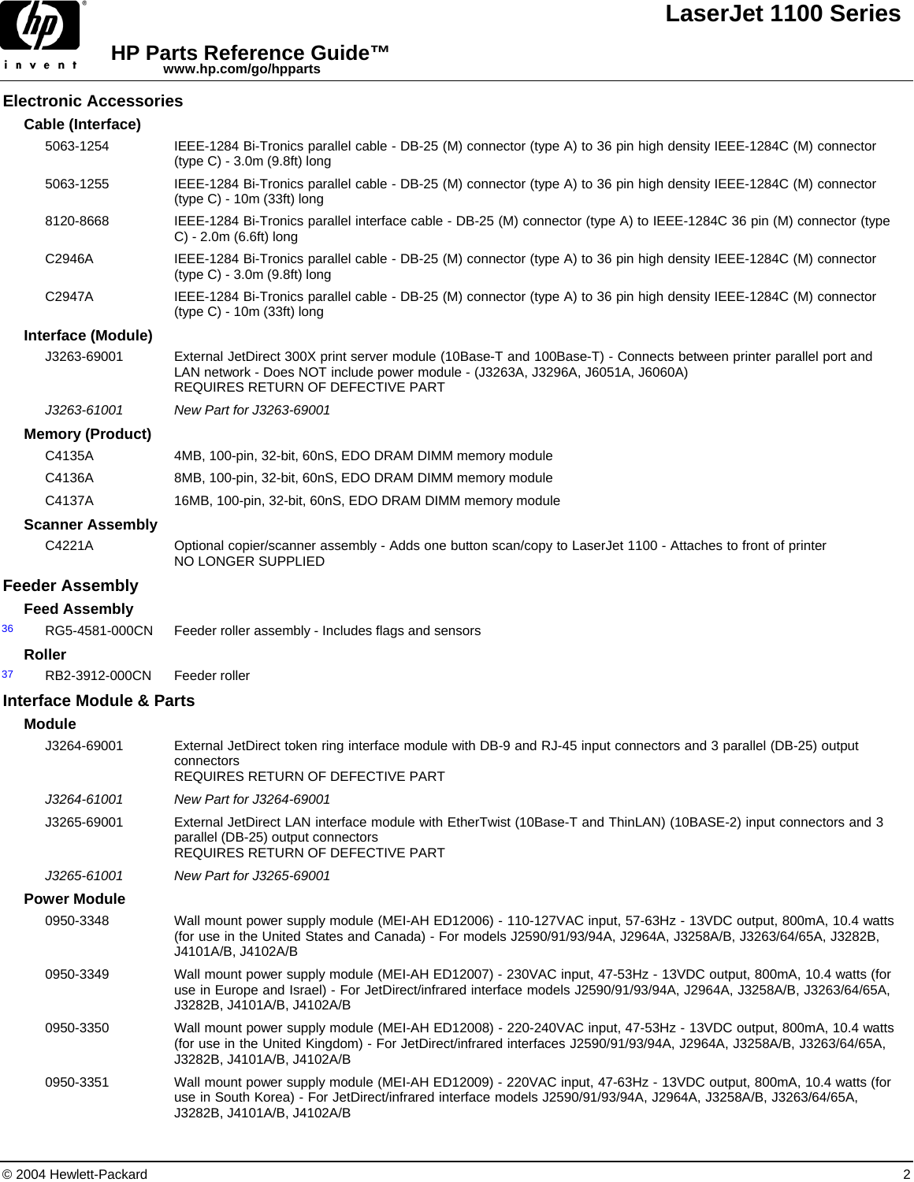## Electronic Accessories

### Cable (Interface)

| | |
|---|---|
| 5063-1254 | IEEE-1284 Bi-Tronics parallel cable - DB-25 (M) connector (type A) to 36 pin high density IEEE-1284C (M) connector (type C) - 3.0m (9.8ft) long |
| 5063-1255 | IEEE-1284 Bi-Tronics parallel cable - DB-25 (M) connector (type A) to 36 pin high density IEEE-1284C (M) connector (type C) - 10m (33ft) long |
| 8120-8668 | IEEE-1284 Bi-Tronics parallel interface cable - DB-25 (M) connector (type A) to IEEE-1284C 36 pin (M) connector (type C) - 2.0m (6.6ft) long |
| C2946A | IEEE-1284 Bi-Tronics parallel cable - DB-25 (M) connector (type A) to 36 pin high density IEEE-1284C (M) connector (type C) - 3.0m (9.8ft) long |
| C2947A | IEEE-1284 Bi-Tronics parallel cable - DB-25 (M) connector (type A) to 36 pin high density IEEE-1284C (M) connector (type C) - 10m (33ft) long |

### Interface (Module)

| | |
|---|---|
| J3263-69001 | External JetDirect 300X print server module (10Base-T and 100Base-T) - Connects between printer parallel port and LAN network - Does NOT include power module - (J3263A, J3296A, J6051A, J6060A) REQUIRES RETURN OF DEFECTIVE PART |
| *J3263-61001* | *New Part for J3263-69001* |

### Memory (Product)

| | |
|---|---|
| C4135A | 4MB, 100-pin, 32-bit, 60nS, EDO DRAM DIMM memory module |
| C4136A | 8MB, 100-pin, 32-bit, 60nS, EDO DRAM DIMM memory module |
| C4137A | 16MB, 100-pin, 32-bit, 60nS, EDO DRAM DIMM memory module |

### Scanner Assembly

| | |
|---|---|
| C4221A | Optional copier/scanner assembly - Adds one button scan/copy to LaserJet 1100 - Attaches to front of printer NO LONGER SUPPLIED |

## Feeder Assembly

### Feed Assembly

| | | |
|---|---|---|
| 36 | RG5-4581-000CN | Feeder roller assembly - Includes flags and sensors |

### Roller

| | | |
|---|---|---|
| 37 | RB2-3912-000CN | Feeder roller |

## Interface Module & Parts

### Module

| | |
|---|---|
| J3264-69001 | External JetDirect token ring interface module with DB-9 and RJ-45 input connectors and 3 parallel (DB-25) output connectors REQUIRES RETURN OF DEFECTIVE PART |
| *J3264-61001* | *New Part for J3264-69001* |
| J3265-69001 | External JetDirect LAN interface module with EtherTwist (10Base-T and ThinLAN) (10BASE-2) input connectors and 3 parallel (DB-25) output connectors REQUIRES RETURN OF DEFECTIVE PART |
| *J3265-61001* | *New Part for J3265-69001* |

### Power Module

| | |
|---|---|
| 0950-3348 | Wall mount power supply module (MEI-AH ED12006) - 110-127VAC input, 57-63Hz - 13VDC output, 800mA, 10.4 watts (for use in the United States and Canada) - For models J2590/91/93/94A, J2964A, J3258A/B, J3263/64/65A, J3282B, J4101A/B, J4102A/B |
| 0950-3349 | Wall mount power supply module (MEI-AH ED12007) - 230VAC input, 47-53Hz - 13VDC output, 800mA, 10.4 watts (for use in Europe and Israel) - For JetDirect/infrared interface models J2590/91/93/94A, J2964A, J3258A/B, J3263/64/65A, J3282B, J4101A/B, J4102A/B |
| 0950-3350 | Wall mount power supply module (MEI-AH ED12008) - 220-240VAC input, 47-53Hz - 13VDC output, 800mA, 10.4 watts (for use in the United Kingdom) - For JetDirect/infrared interfaces J2590/91/93/94A, J2964A, J3258A/B, J3263/64/65A, J3282B, J4101A/B, J4102A/B |
| 0950-3351 | Wall mount power supply module (MEI-AH ED12009) - 220VAC input, 47-63Hz - 13VDC output, 800mA, 10.4 watts (for use in South Korea) - For JetDirect/infrared interface models J2590/91/93/94A, J2964A, J3258A/B, J3263/64/65A, J3282B, J4101A/B, J4102A/B |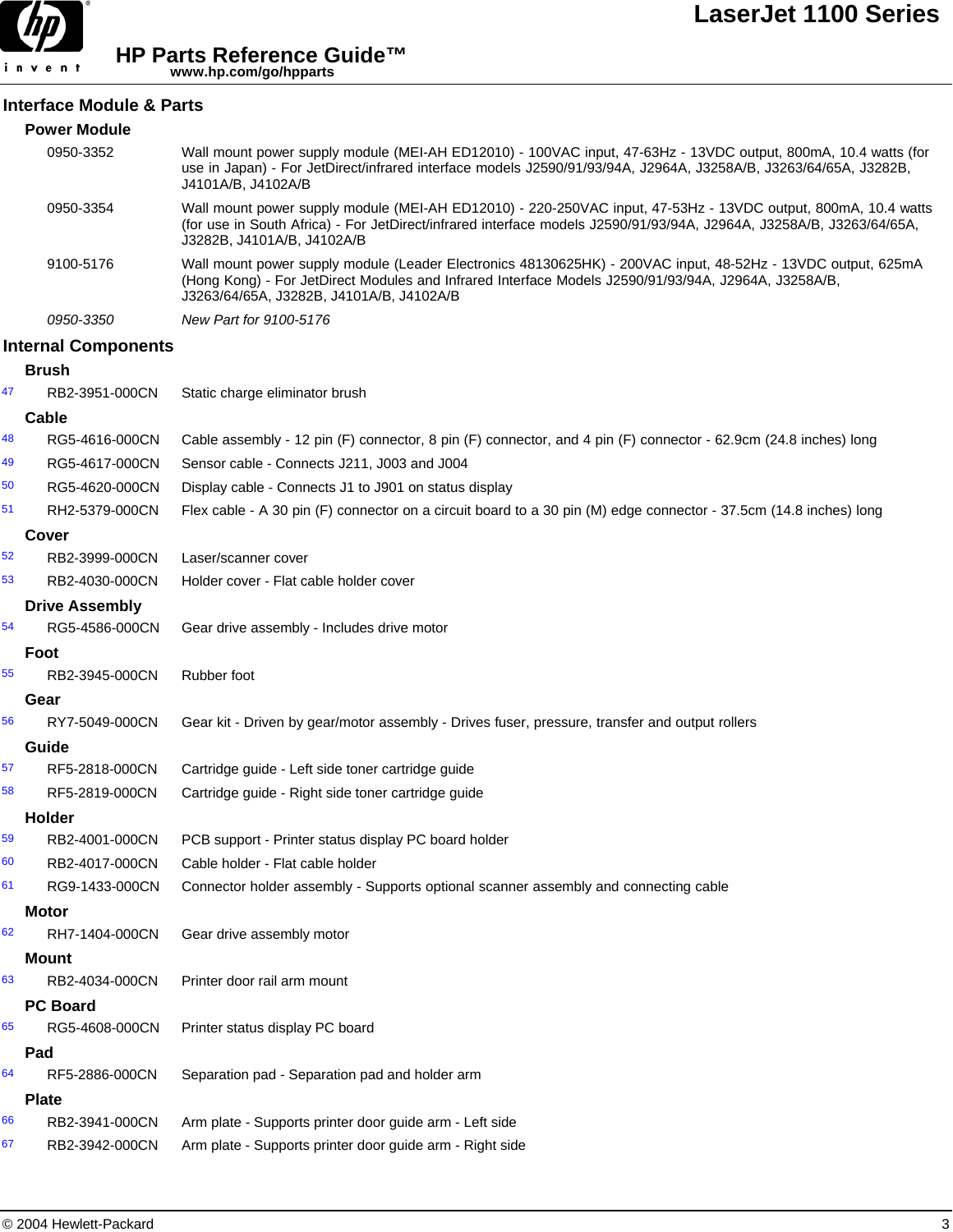## Interface Module & Parts

### Power Module

| | | |
|---|---|---|
| | 0950-3352 | Wall mount power supply module (MEI-AH ED12010) - 100VAC input, 47-63Hz - 13VDC output, 800mA, 10.4 watts (for use in Japan) - For JetDirect/infrared interface models J2590/91/93/94A, J2964A, J3258A/B, J3263/64/65A, J3282B, J4101A/B, J4102A/B |
| | 0950-3354 | Wall mount power supply module (MEI-AH ED12010) - 220-250VAC input, 47-53Hz - 13VDC output, 800mA, 10.4 watts (for use in South Africa) - For JetDirect/infrared interface models J2590/91/93/94A, J2964A, J3258A/B, J3263/64/65A, J3282B, J4101A/B, J4102A/B |
| | 9100-5176 | Wall mount power supply module (Leader Electronics 48130625HK) - 200VAC input, 48-52Hz - 13VDC output, 625mA (Hong Kong) - For JetDirect Modules and Infrared Interface Models J2590/91/93/94A, J2964A, J3258A/B, J3263/64/65A, J3282B, J4101A/B, J4102A/B |
| | *0950-3350* | *New Part for 9100-5176* |

## Internal Components

### Brush

| | | |
|---|---|---|
| 47 | RB2-3951-000CN | Static charge eliminator brush |

### Cable

| | | |
|---|---|---|
| 48 | RG5-4616-000CN | Cable assembly - 12 pin (F) connector, 8 pin (F) connector, and 4 pin (F) connector - 62.9cm (24.8 inches) long |
| 49 | RG5-4617-000CN | Sensor cable - Connects J211, J003 and J004 |
| 50 | RG5-4620-000CN | Display cable - Connects J1 to J901 on status display |
| 51 | RH2-5379-000CN | Flex cable - A 30 pin (F) connector on a circuit board to a 30 pin (M) edge connector - 37.5cm (14.8 inches) long |

### Cover

| | | |
|---|---|---|
| 52 | RB2-3999-000CN | Laser/scanner cover |
| 53 | RB2-4030-000CN | Holder cover - Flat cable holder cover |

### Drive Assembly

| | | |
|---|---|---|
| 54 | RG5-4586-000CN | Gear drive assembly - Includes drive motor |

### Foot

| | | |
|---|---|---|
| 55 | RB2-3945-000CN | Rubber foot |

### Gear

| | | |
|---|---|---|
| 56 | RY7-5049-000CN | Gear kit - Driven by gear/motor assembly - Drives fuser, pressure, transfer and output rollers |

### Guide

| | | |
|---|---|---|
| 57 | RF5-2818-000CN | Cartridge guide - Left side toner cartridge guide |
| 58 | RF5-2819-000CN | Cartridge guide - Right side toner cartridge guide |

### Holder

| | | |
|---|---|---|
| 59 | RB2-4001-000CN | PCB support - Printer status display PC board holder |
| 60 | RB2-4017-000CN | Cable holder - Flat cable holder |
| 61 | RG9-1433-000CN | Connector holder assembly - Supports optional scanner assembly and connecting cable |

### Motor

| | | |
|---|---|---|
| 62 | RH7-1404-000CN | Gear drive assembly motor |

### Mount

| | | |
|---|---|---|
| 63 | RB2-4034-000CN | Printer door rail arm mount |

### PC Board

| | | |
|---|---|---|
| 65 | RG5-4608-000CN | Printer status display PC board |

### Pad

| | | |
|---|---|---|
| 64 | RF5-2886-000CN | Separation pad - Separation pad and holder arm |

### Plate

| | | |
|---|---|---|
| 66 | RB2-3941-000CN | Arm plate - Supports printer door guide arm - Left side |
| 67 | RB2-3942-000CN | Arm plate - Supports printer door guide arm - Right side |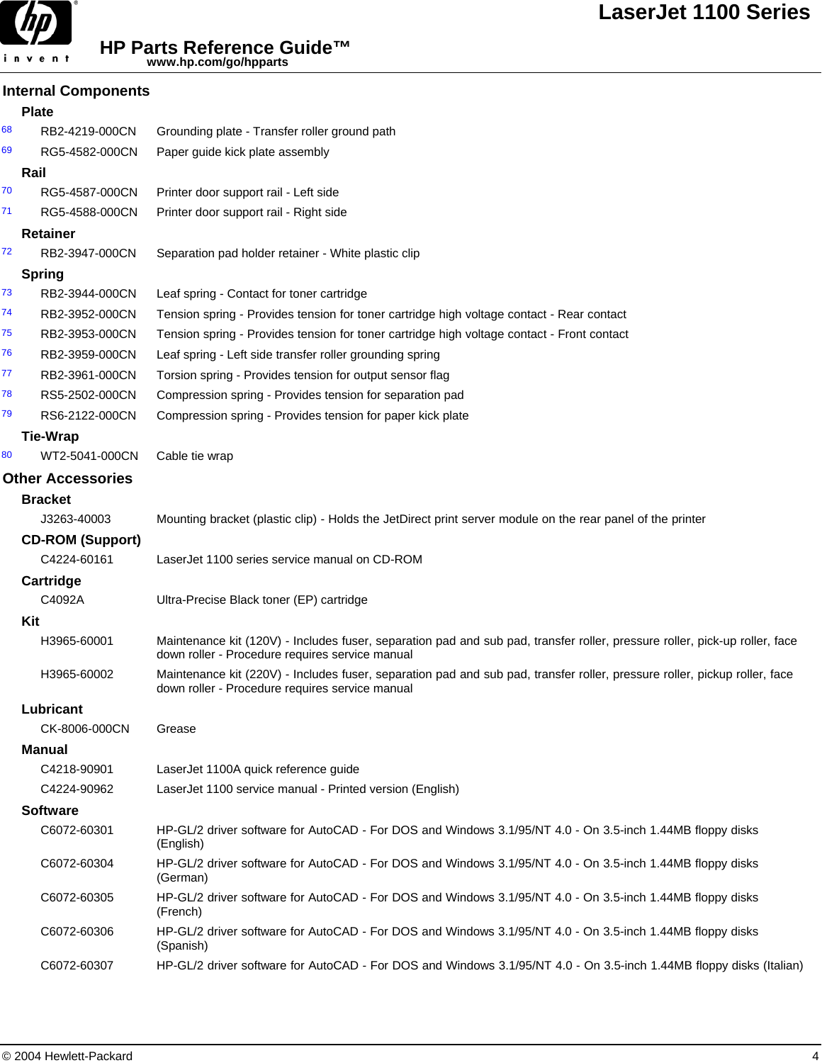## Internal Components

### Plate

| | | |
|---|---|---|
| 68 | RB2-4219-000CN | Grounding plate - Transfer roller ground path |
| 69 | RG5-4582-000CN | Paper guide kick plate assembly |

### Rail

| | | |
|---|---|---|
| 70 | RG5-4587-000CN | Printer door support rail - Left side |
| 71 | RG5-4588-000CN | Printer door support rail - Right side |

### Retainer

| | | |
|---|---|---|
| 72 | RB2-3947-000CN | Separation pad holder retainer - White plastic clip |

### Spring

| | | |
|---|---|---|
| 73 | RB2-3944-000CN | Leaf spring - Contact for toner cartridge |
| 74 | RB2-3952-000CN | Tension spring - Provides tension for toner cartridge high voltage contact - Rear contact |
| 75 | RB2-3953-000CN | Tension spring - Provides tension for toner cartridge high voltage contact - Front contact |
| 76 | RB2-3959-000CN | Leaf spring - Left side transfer roller grounding spring |
| 77 | RB2-3961-000CN | Torsion spring - Provides tension for output sensor flag |
| 78 | RS5-2502-000CN | Compression spring - Provides tension for separation pad |
| 79 | RS6-2122-000CN | Compression spring - Provides tension for paper kick plate |

### Tie-Wrap

| | | |
|---|---|---|
| 80 | WT2-5041-000CN | Cable tie wrap |

## Other Accessories

### Bracket

| | |
|---|---|
| J3263-40003 | Mounting bracket (plastic clip) - Holds the JetDirect print server module on the rear panel of the printer |

### CD-ROM (Support)

| | |
|---|---|
| C4224-60161 | LaserJet 1100 series service manual on CD-ROM |

### Cartridge

| | |
|---|---|
| C4092A | Ultra-Precise Black toner (EP) cartridge |

### Kit

| | |
|---|---|
| H3965-60001 | Maintenance kit (120V) - Includes fuser, separation pad and sub pad, transfer roller, pressure roller, pick-up roller, face down roller - Procedure requires service manual |
| H3965-60002 | Maintenance kit (220V) - Includes fuser, separation pad and sub pad, transfer roller, pressure roller, pickup roller, face down roller - Procedure requires service manual |

### Lubricant

| | |
|---|---|
| CK-8006-000CN | Grease |

### Manual

| | |
|---|---|
| C4218-90901 | LaserJet 1100A quick reference guide |
| C4224-90962 | LaserJet 1100 service manual - Printed version (English) |

### Software

| | |
|---|---|
| C6072-60301 | HP-GL/2 driver software for AutoCAD - For DOS and Windows 3.1/95/NT 4.0 - On 3.5-inch 1.44MB floppy disks (English) |
| C6072-60304 | HP-GL/2 driver software for AutoCAD - For DOS and Windows 3.1/95/NT 4.0 - On 3.5-inch 1.44MB floppy disks (German) |
| C6072-60305 | HP-GL/2 driver software for AutoCAD - For DOS and Windows 3.1/95/NT 4.0 - On 3.5-inch 1.44MB floppy disks (French) |
| C6072-60306 | HP-GL/2 driver software for AutoCAD - For DOS and Windows 3.1/95/NT 4.0 - On 3.5-inch 1.44MB floppy disks (Spanish) |
| C6072-60307 | HP-GL/2 driver software for AutoCAD - For DOS and Windows 3.1/95/NT 4.0 - On 3.5-inch 1.44MB floppy disks (Italian) |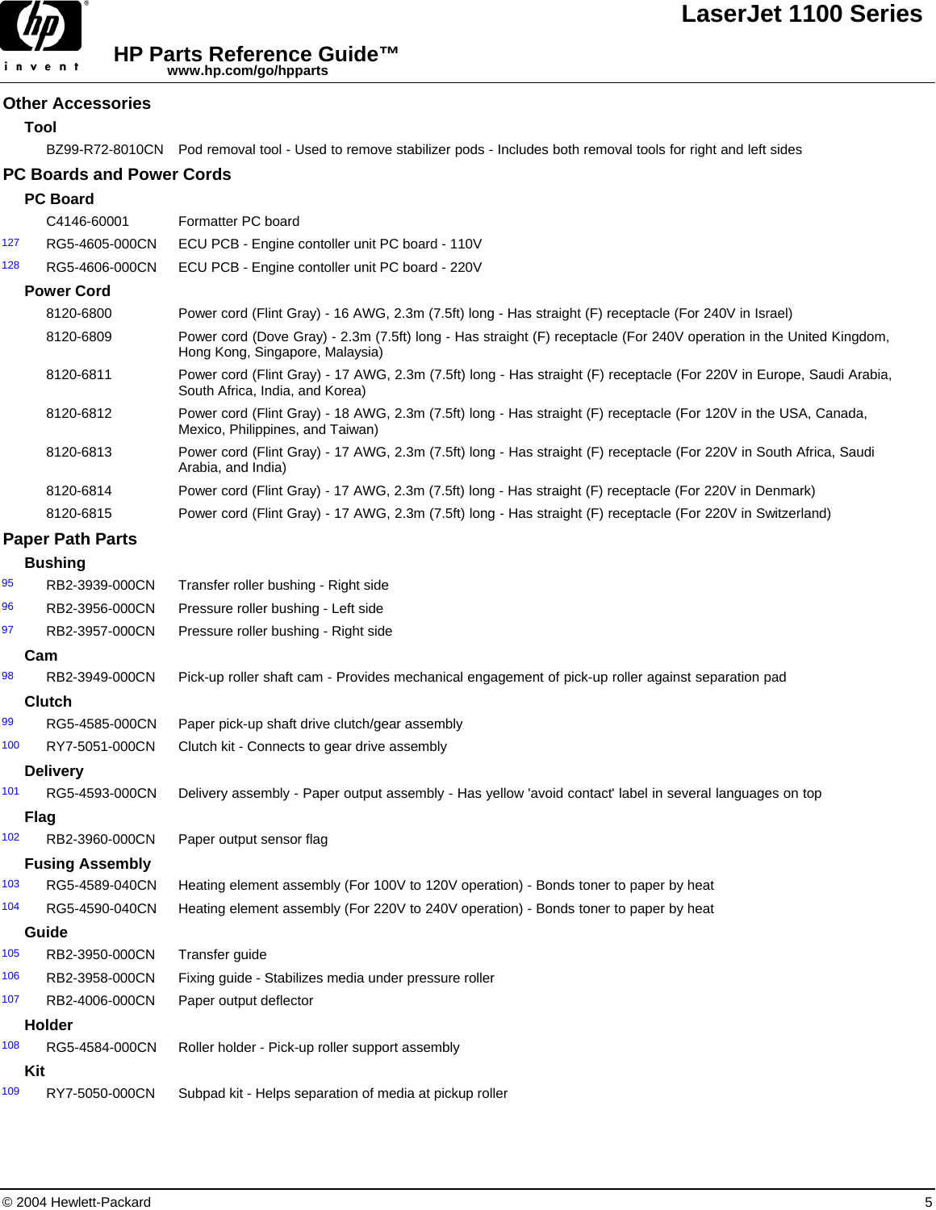## Other Accessories

### Tool

| | | |
|---|---|---|
| | BZ99-R72-8010CN | Pod removal tool - Used to remove stabilizer pods - Includes both removal tools for right and left sides |

## PC Boards and Power Cords

### PC Board

| | | |
|---|---|---|
| | C4146-60001 | Formatter PC board |
| 127 | RG5-4605-000CN | ECU PCB - Engine contoller unit PC board - 110V |
| 128 | RG5-4606-000CN | ECU PCB - Engine contoller unit PC board - 220V |

### Power Cord

| | | |
|---|---|---|
| | 8120-6800 | Power cord (Flint Gray) - 16 AWG, 2.3m (7.5ft) long - Has straight (F) receptacle (For 240V in Israel) |
| | 8120-6809 | Power cord (Dove Gray) - 2.3m (7.5ft) long - Has straight (F) receptacle (For 240V operation in the United Kingdom, Hong Kong, Singapore, Malaysia) |
| | 8120-6811 | Power cord (Flint Gray) - 17 AWG, 2.3m (7.5ft) long - Has straight (F) receptacle (For 220V in Europe, Saudi Arabia, South Africa, India, and Korea) |
| | 8120-6812 | Power cord (Flint Gray) - 18 AWG, 2.3m (7.5ft) long - Has straight (F) receptacle (For 120V in the USA, Canada, Mexico, Philippines, and Taiwan) |
| | 8120-6813 | Power cord (Flint Gray) - 17 AWG, 2.3m (7.5ft) long - Has straight (F) receptacle (For 220V in South Africa, Saudi Arabia, and India) |
| | 8120-6814 | Power cord (Flint Gray) - 17 AWG, 2.3m (7.5ft) long - Has straight (F) receptacle (For 220V in Denmark) |
| | 8120-6815 | Power cord (Flint Gray) - 17 AWG, 2.3m (7.5ft) long - Has straight (F) receptacle (For 220V in Switzerland) |

## Paper Path Parts

### Bushing

| | | |
|---|---|---|
| 95 | RB2-3939-000CN | Transfer roller bushing - Right side |
| 96 | RB2-3956-000CN | Pressure roller bushing - Left side |
| 97 | RB2-3957-000CN | Pressure roller bushing - Right side |

### Cam

| | | |
|---|---|---|
| 98 | RB2-3949-000CN | Pick-up roller shaft cam - Provides mechanical engagement of pick-up roller against separation pad |

### Clutch

| | | |
|---|---|---|
| 99 | RG5-4585-000CN | Paper pick-up shaft drive clutch/gear assembly |
| 100 | RY7-5051-000CN | Clutch kit - Connects to gear drive assembly |

### Delivery

| | | |
|---|---|---|
| 101 | RG5-4593-000CN | Delivery assembly - Paper output assembly - Has yellow 'avoid contact' label in several languages on top |

### Flag

| | | |
|---|---|---|
| 102 | RB2-3960-000CN | Paper output sensor flag |

### Fusing Assembly

| | | |
|---|---|---|
| 103 | RG5-4589-040CN | Heating element assembly (For 100V to 120V operation) - Bonds toner to paper by heat |
| 104 | RG5-4590-040CN | Heating element assembly (For 220V to 240V operation) - Bonds toner to paper by heat |

### Guide

| | | |
|---|---|---|
| 105 | RB2-3950-000CN | Transfer guide |
| 106 | RB2-3958-000CN | Fixing guide - Stabilizes media under pressure roller |
| 107 | RB2-4006-000CN | Paper output deflector |

### Holder

| | | |
|---|---|---|
| 108 | RG5-4584-000CN | Roller holder - Pick-up roller support assembly |

### Kit

| | | |
|---|---|---|
| 109 | RY7-5050-000CN | Subpad kit - Helps separation of media at pickup roller |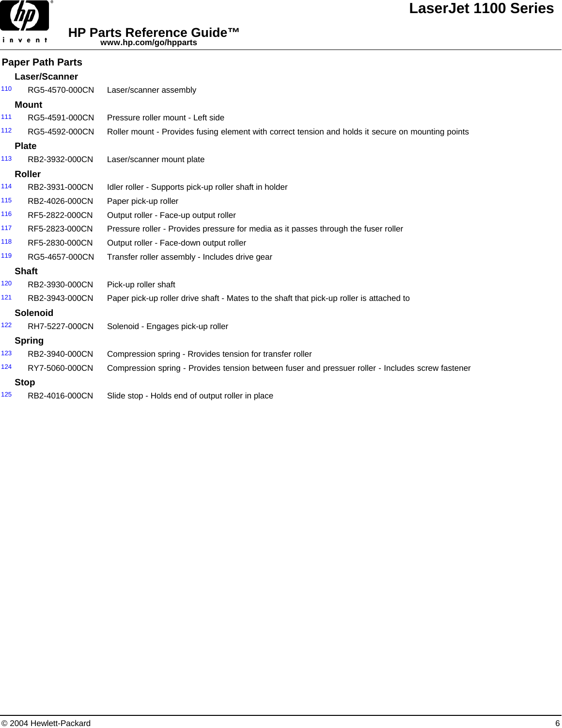## Paper Path Parts

### Laser/Scanner

110 RG5-4570-000CN Laser/scanner assembly

### Mount

111 RG5-4591-000CN Pressure roller mount - Left side

112 RG5-4592-000CN Roller mount - Provides fusing element with correct tension and holds it secure on mounting points

### Plate

113 RB2-3932-000CN Laser/scanner mount plate

### Roller

114 RB2-3931-000CN Idler roller - Supports pick-up roller shaft in holder

115 RB2-4026-000CN Paper pick-up roller

116 RF5-2822-000CN Output roller - Face-up output roller

117 RF5-2823-000CN Pressure roller - Provides pressure for media as it passes through the fuser roller

118 RF5-2830-000CN Output roller - Face-down output roller

119 RG5-4657-000CN Transfer roller assembly - Includes drive gear

### Shaft

120 RB2-3930-000CN Pick-up roller shaft

121 RB2-3943-000CN Paper pick-up roller drive shaft - Mates to the shaft that pick-up roller is attached to

### Solenoid

122 RH7-5227-000CN Solenoid - Engages pick-up roller

### Spring

123 RB2-3940-000CN Compression spring - Rrovides tension for transfer roller

124 RY7-5060-000CN Compression spring - Provides tension between fuser and pressuer roller - Includes screw fastener

### Stop

125 RB2-4016-000CN Slide stop - Holds end of output roller in place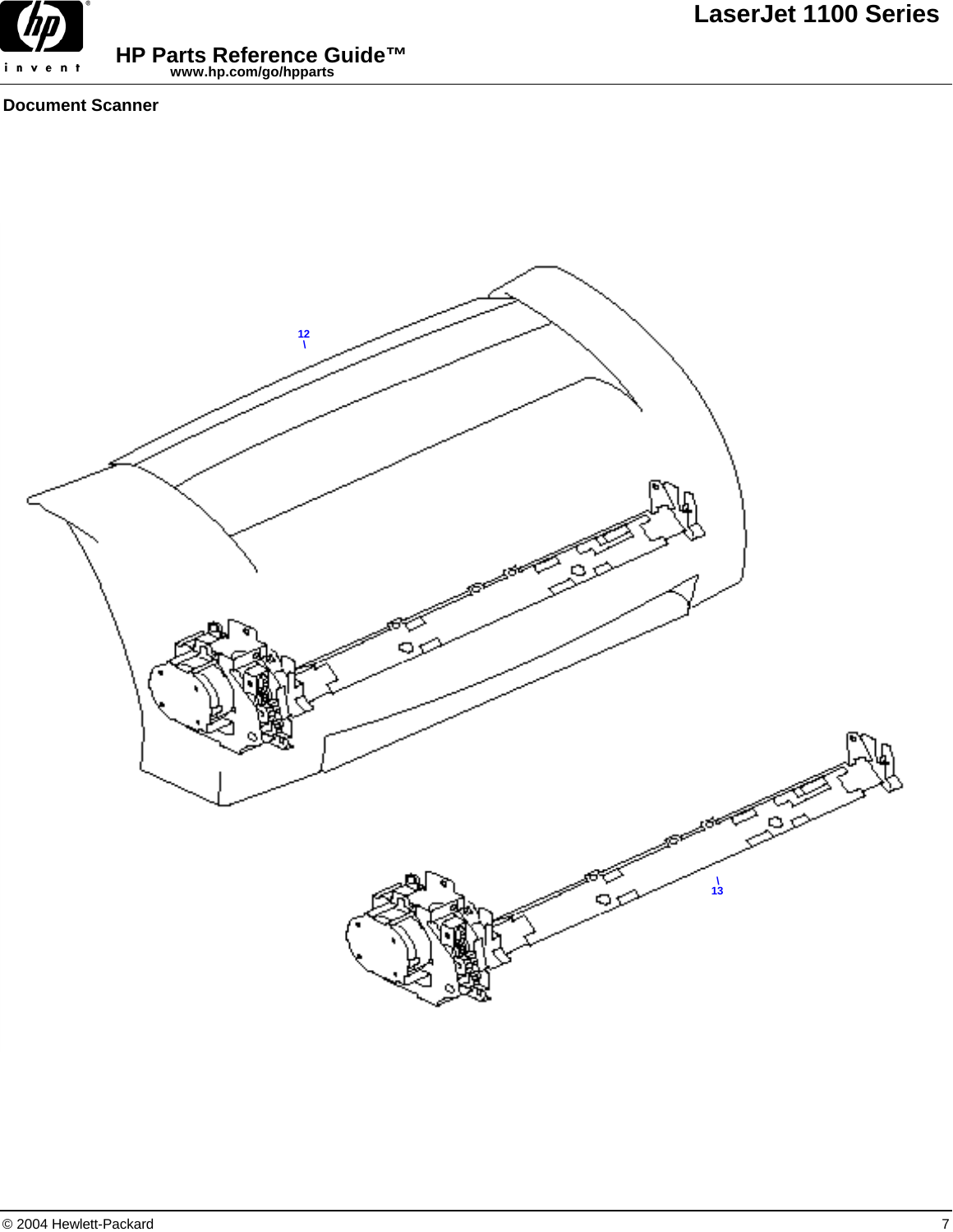# Document Scanner

12

13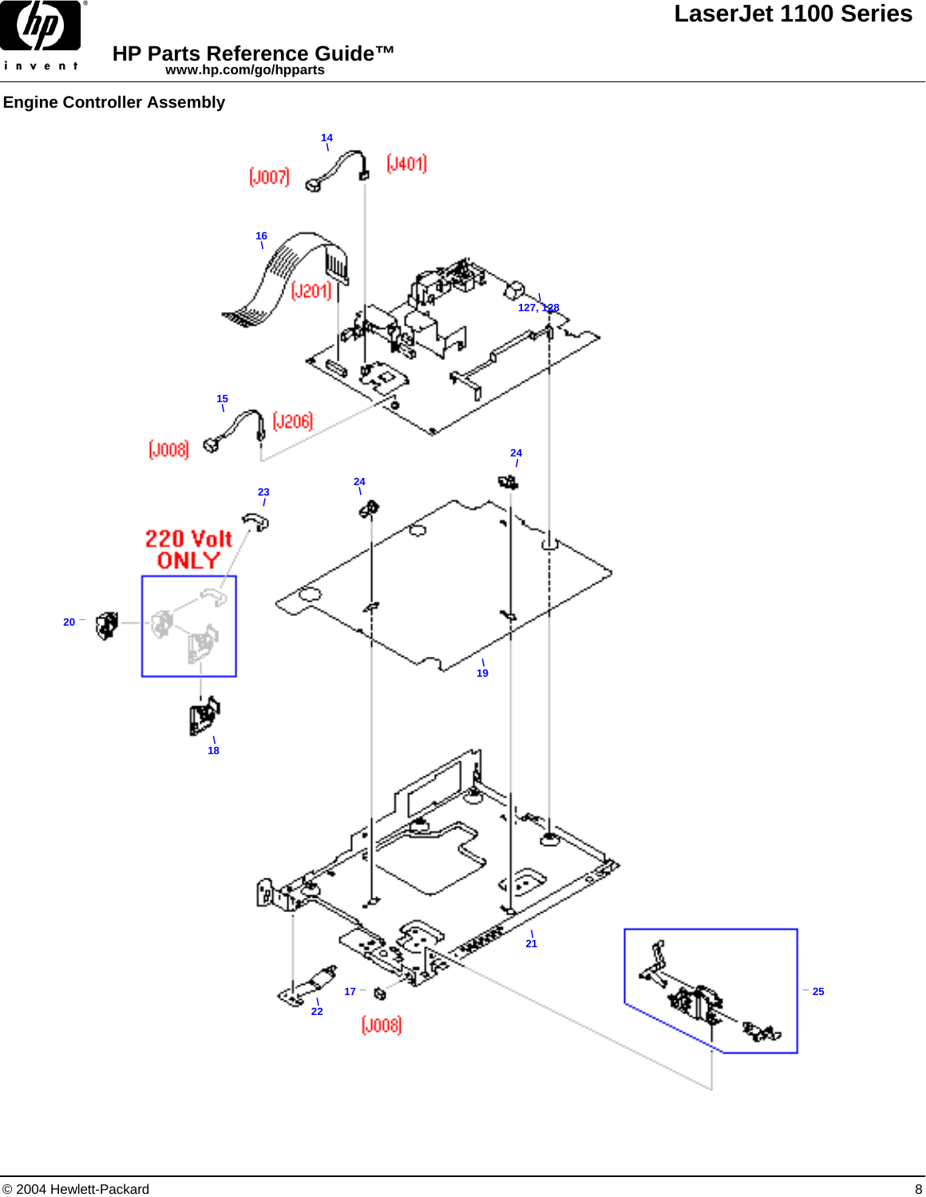## Engine Controller Assembly

14

(J007)

(J401)

16

(J201)

127, 128

15

(J206)

(J008)

24

24

23

220 Volt ONLY

20

19

18

21

17

22

(J008)

25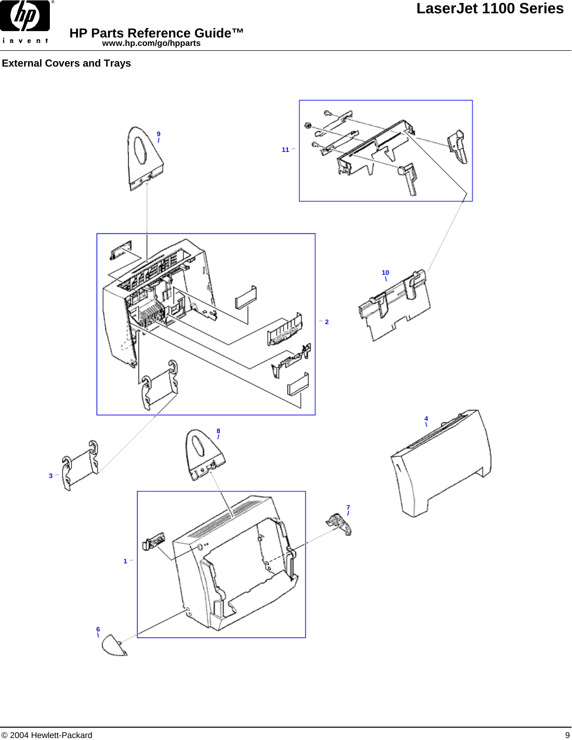## External Covers and Trays

9

11

10

2

3

8

4

7

1

6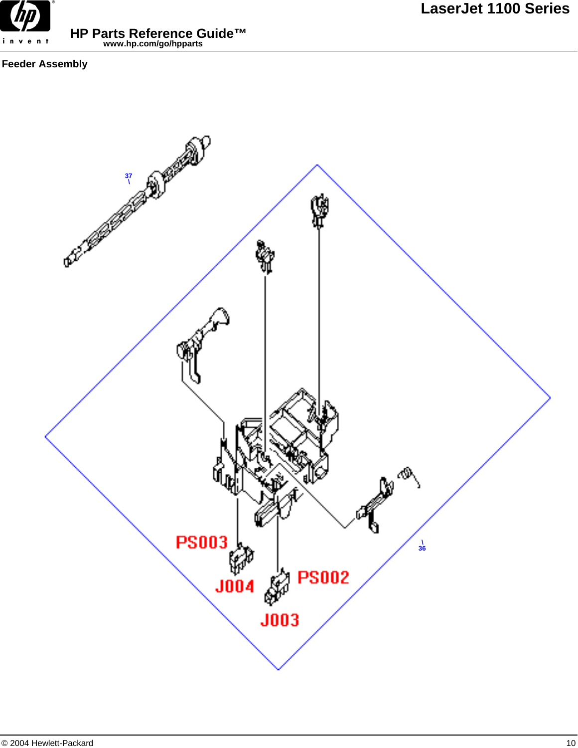## Feeder Assembly

37

36

PS003

J004

PS002

J003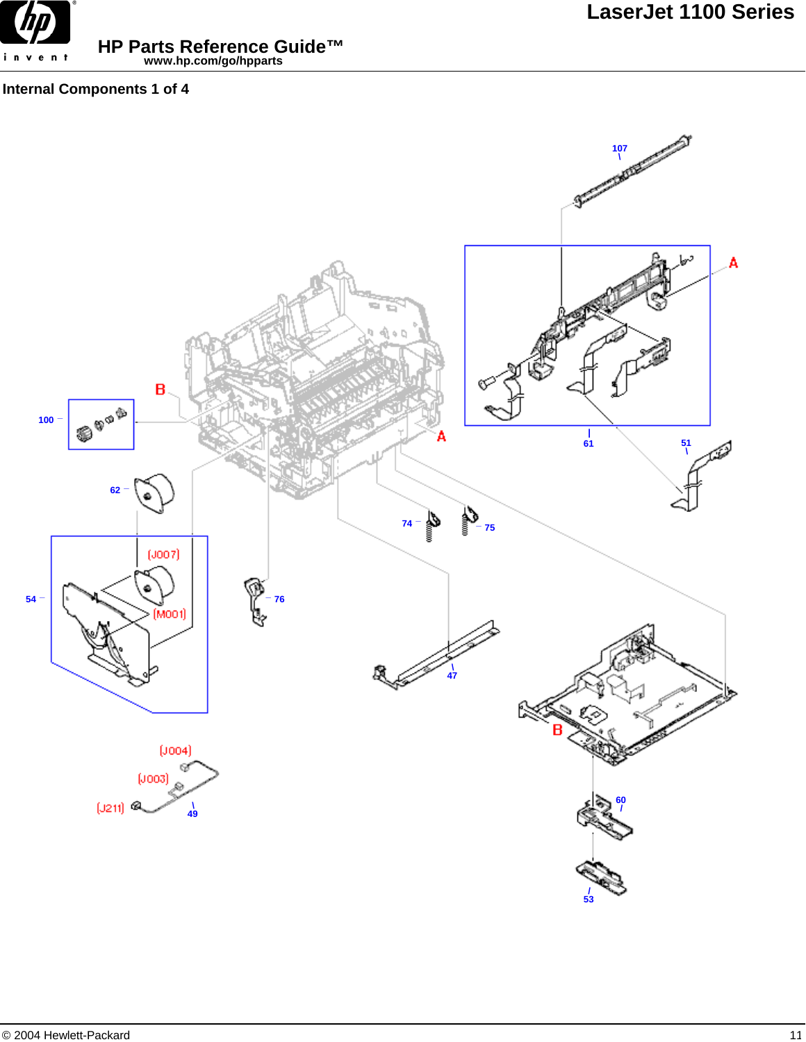## Internal Components 1 of 4

107

A

B

100

A

61

51

62

74

75

(J007)

54

(M001)

76

47

B

(J004)

(J003)

(J211)

49

60

53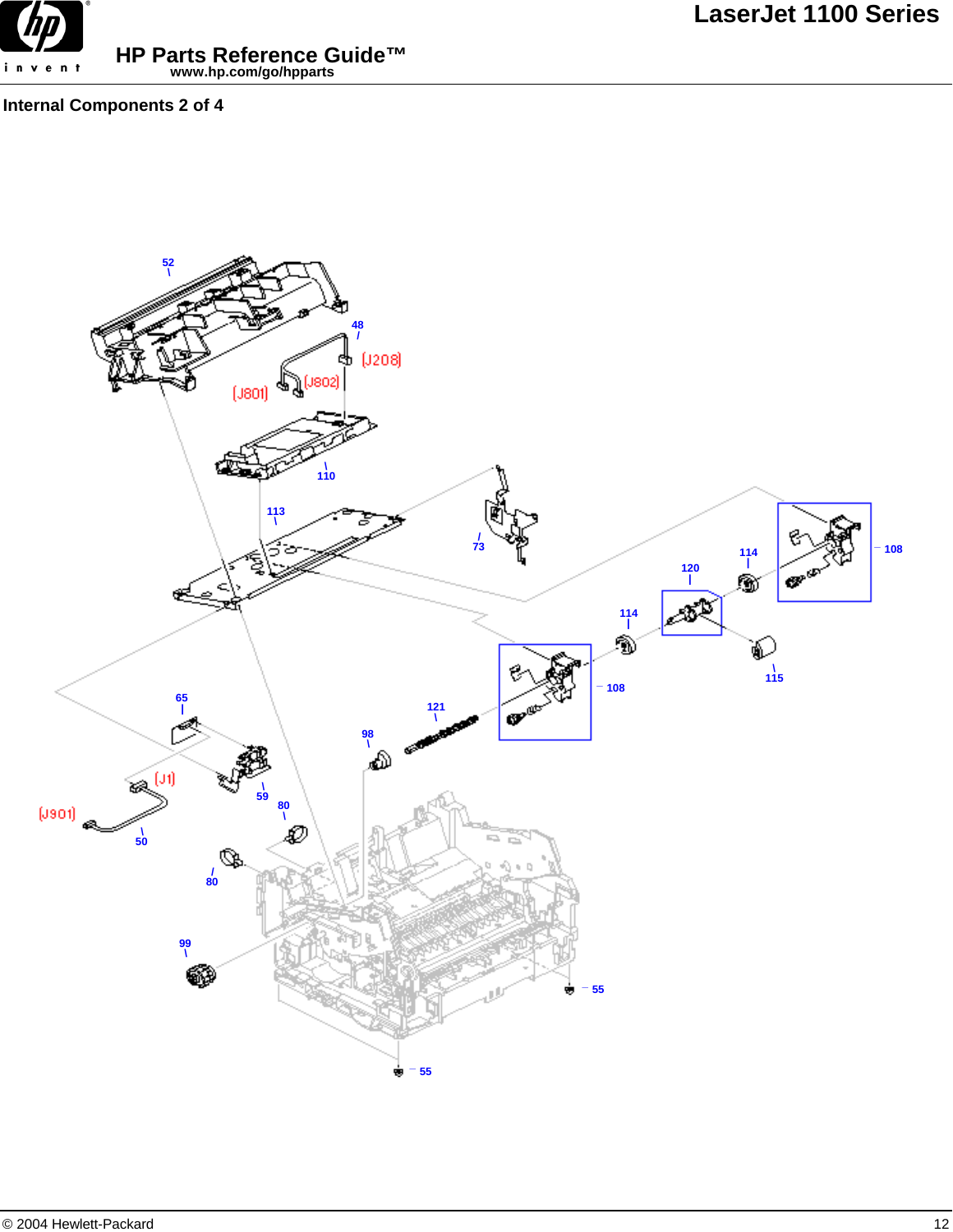## Internal Components 2 of 4

52
48
(J208)
(J801)
(J802)
110
113
73
114
120
108
114
108
115
65
121
98
(J1)
(J901)
59
80
50
80
99
55
55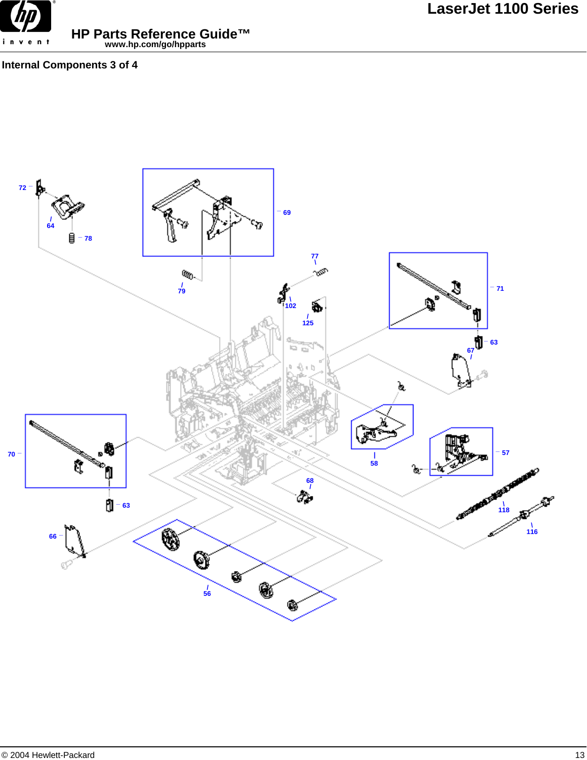## Internal Components 3 of 4

72
64
78
69
79
77
102
125
71
63
67
70
58
57
63
68
118
66
116
56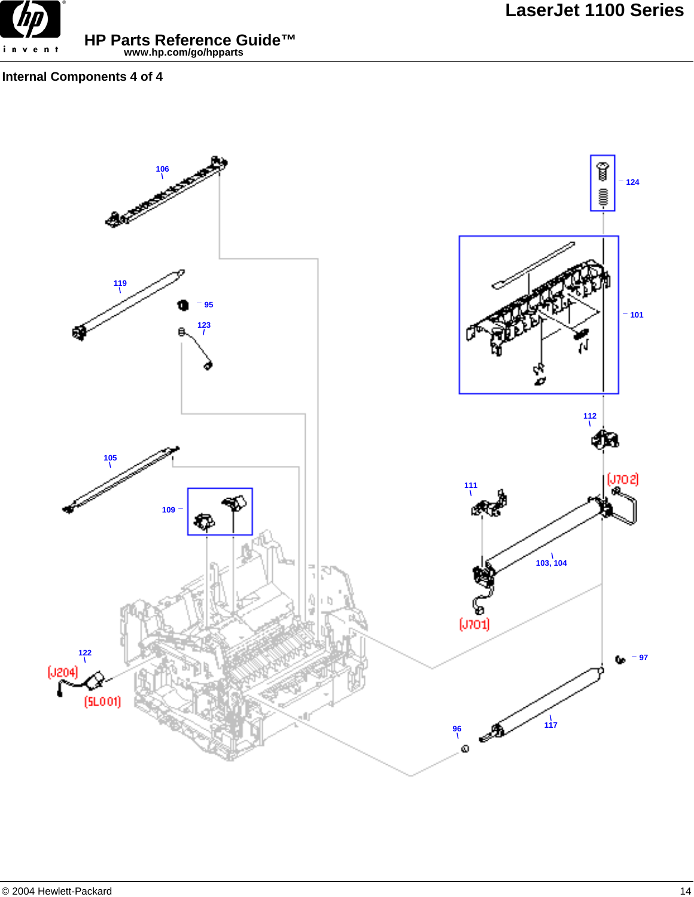## Internal Components 4 of 4

106

124

119

95

123

101

112

105

109

111

[J702]

103, 104

[J701]

122

[J204]

[5L001]

97

96

117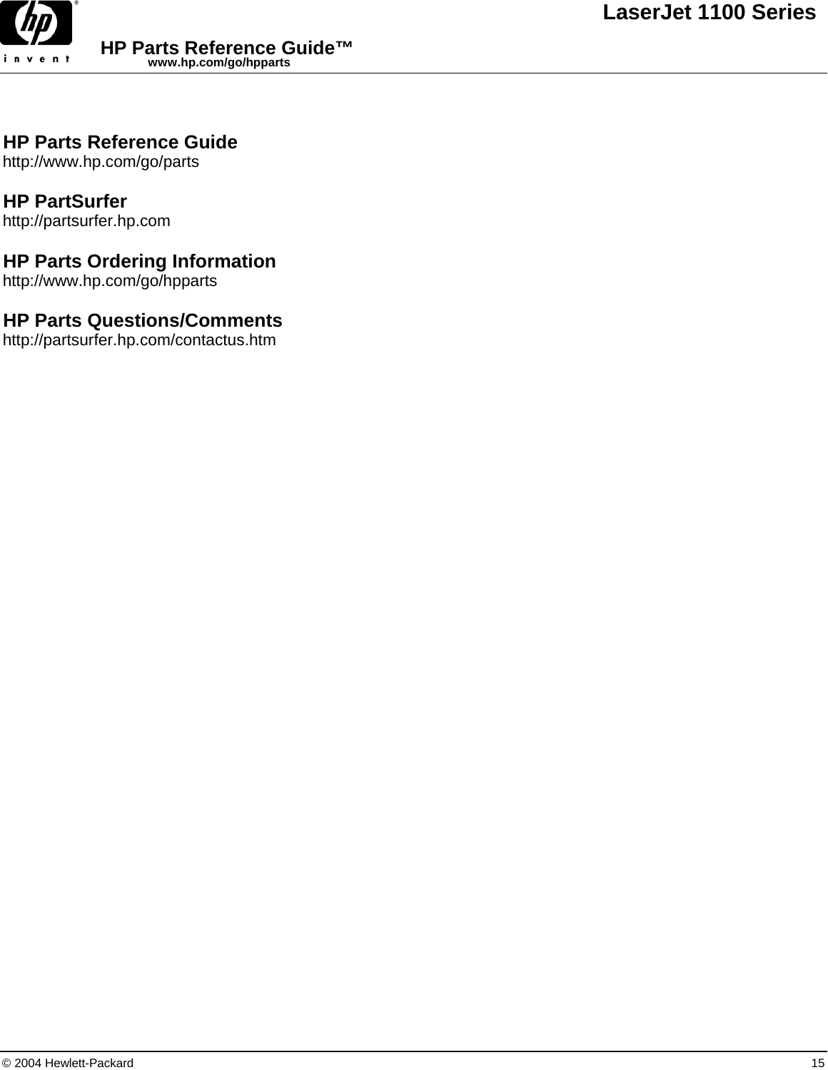## HP Parts Reference Guide
http://www.hp.com/go/parts

## HP PartSurfer
http://partsurfer.hp.com

## HP Parts Ordering Information
http://www.hp.com/go/hpparts

## HP Parts Questions/Comments
http://partsurfer.hp.com/contactus.htm